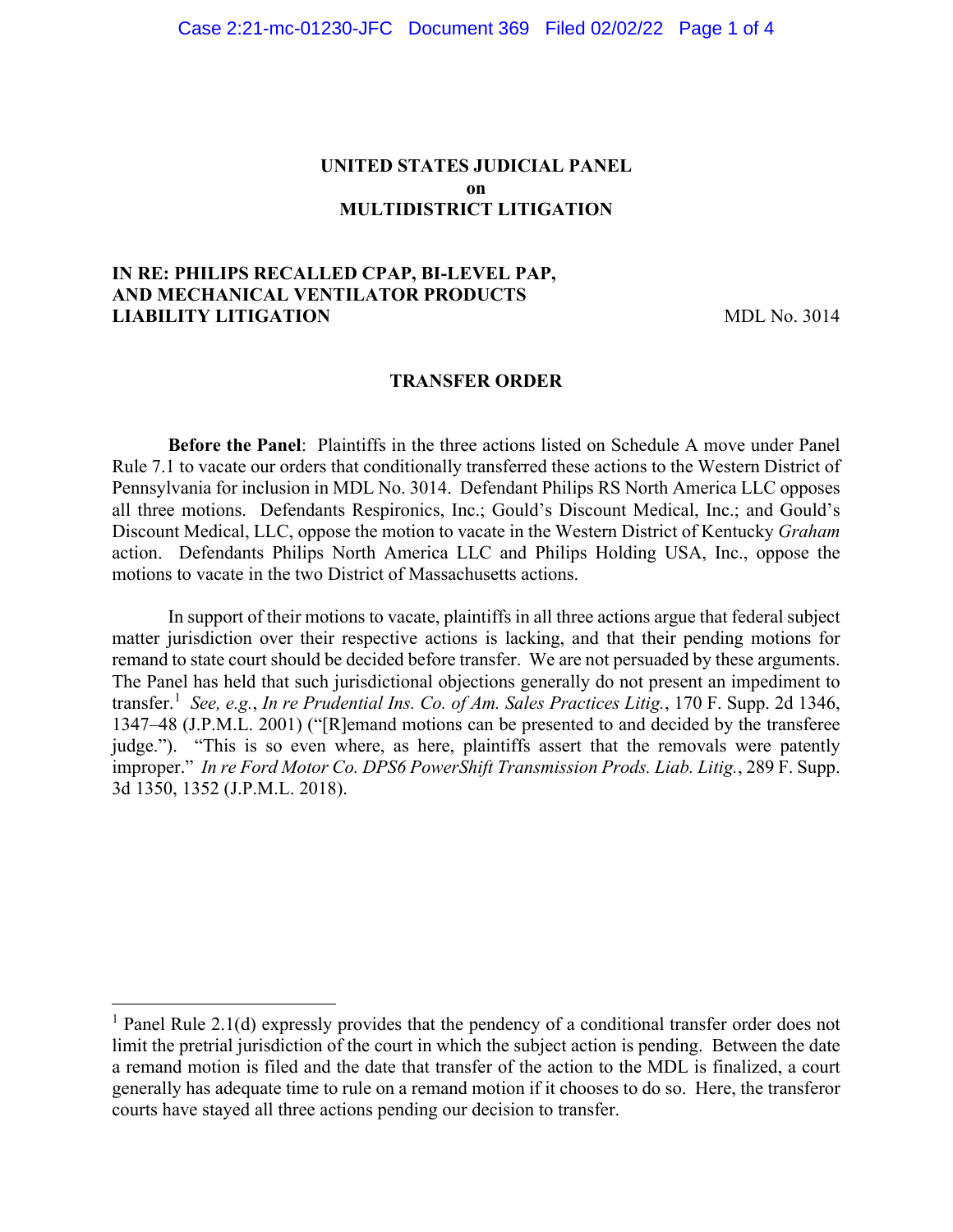# UNITED STATES JUDICIAL PANEL
# on
# MULTIDISTRICT LITIGATION

**IN RE: PHILIPS RECALLED CPAP, BI-LEVEL PAP, AND MECHANICAL VENTILATOR PRODUCTS LIABILITY LITIGATION** MDL No. 3014

## TRANSFER ORDER

**Before the Panel**: Plaintiffs in the three actions listed on Schedule A move under Panel Rule 7.1 to vacate our orders that conditionally transferred these actions to the Western District of Pennsylvania for inclusion in MDL No. 3014. Defendant Philips RS North America LLC opposes all three motions. Defendants Respironics, Inc.; Gould's Discount Medical, Inc.; and Gould's Discount Medical, LLC, oppose the motion to vacate in the Western District of Kentucky *Graham* action. Defendants Philips North America LLC and Philips Holding USA, Inc., oppose the motions to vacate in the two District of Massachusetts actions.

In support of their motions to vacate, plaintiffs in all three actions argue that federal subject matter jurisdiction over their respective actions is lacking, and that their pending motions for remand to state court should be decided before transfer. We are not persuaded by these arguments. The Panel has held that such jurisdictional objections generally do not present an impediment to transfer.[1] *See, e.g.*, *In re Prudential Ins. Co. of Am. Sales Practices Litig.*, 170 F. Supp. 2d 1346, 1347–48 (J.P.M.L. 2001) ("[R]emand motions can be presented to and decided by the transferee judge."). "This is so even where, as here, plaintiffs assert that the removals were patently improper." *In re Ford Motor Co. DPS6 PowerShift Transmission Prods. Liab. Litig.*, 289 F. Supp. 3d 1350, 1352 (J.P.M.L. 2018).

---

[1] Panel Rule 2.1(d) expressly provides that the pendency of a conditional transfer order does not limit the pretrial jurisdiction of the court in which the subject action is pending. Between the date a remand motion is filed and the date that transfer of the action to the MDL is finalized, a court generally has adequate time to rule on a remand motion if it chooses to do so. Here, the transferor courts have stayed all three actions pending our decision to transfer.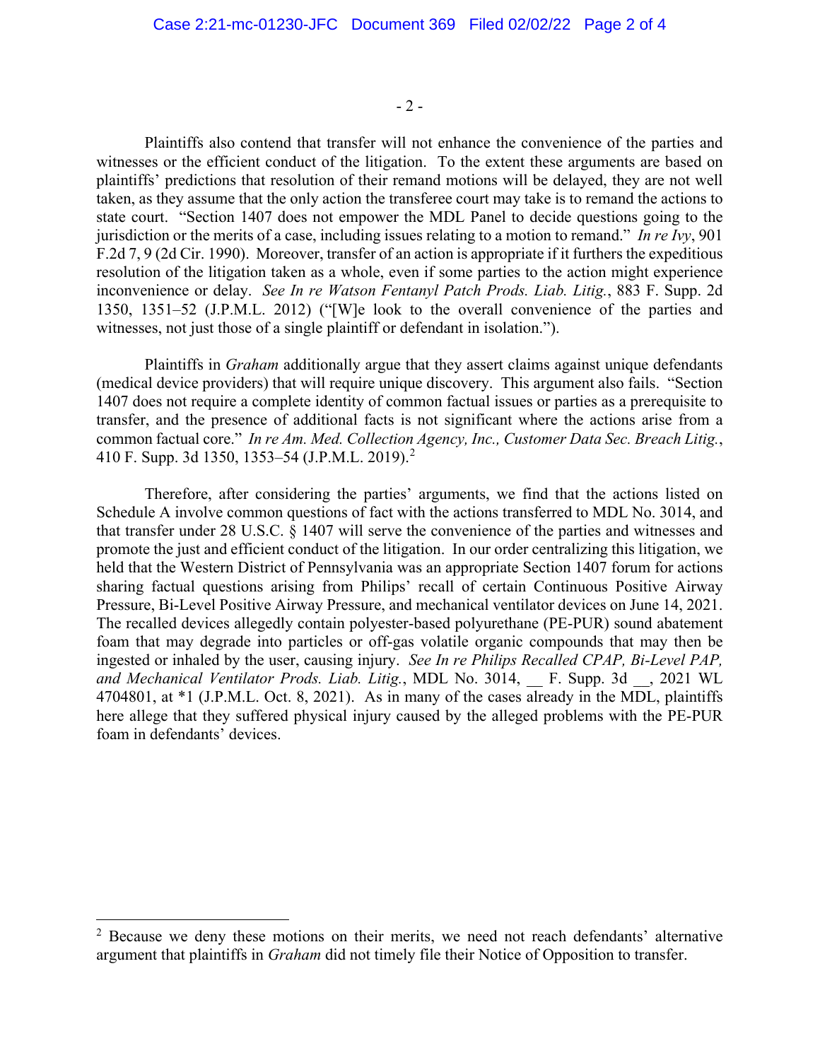Plaintiffs also contend that transfer will not enhance the convenience of the parties and witnesses or the efficient conduct of the litigation. To the extent these arguments are based on plaintiffs' predictions that resolution of their remand motions will be delayed, they are not well taken, as they assume that the only action the transferee court may take is to remand the actions to state court. "Section 1407 does not empower the MDL Panel to decide questions going to the jurisdiction or the merits of a case, including issues relating to a motion to remand." *In re Ivy*, 901 F.2d 7, 9 (2d Cir. 1990). Moreover, transfer of an action is appropriate if it furthers the expeditious resolution of the litigation taken as a whole, even if some parties to the action might experience inconvenience or delay. *See In re Watson Fentanyl Patch Prods. Liab. Litig.*, 883 F. Supp. 2d 1350, 1351–52 (J.P.M.L. 2012) ("[W]e look to the overall convenience of the parties and witnesses, not just those of a single plaintiff or defendant in isolation.").

Plaintiffs in *Graham* additionally argue that they assert claims against unique defendants (medical device providers) that will require unique discovery. This argument also fails. "Section 1407 does not require a complete identity of common factual issues or parties as a prerequisite to transfer, and the presence of additional facts is not significant where the actions arise from a common factual core." *In re Am. Med. Collection Agency, Inc., Customer Data Sec. Breach Litig.*, 410 F. Supp. 3d 1350, 1353–54 (J.P.M.L. 2019).[2]

Therefore, after considering the parties' arguments, we find that the actions listed on Schedule A involve common questions of fact with the actions transferred to MDL No. 3014, and that transfer under 28 U.S.C. § 1407 will serve the convenience of the parties and witnesses and promote the just and efficient conduct of the litigation. In our order centralizing this litigation, we held that the Western District of Pennsylvania was an appropriate Section 1407 forum for actions sharing factual questions arising from Philips' recall of certain Continuous Positive Airway Pressure, Bi-Level Positive Airway Pressure, and mechanical ventilator devices on June 14, 2021. The recalled devices allegedly contain polyester-based polyurethane (PE-PUR) sound abatement foam that may degrade into particles or off-gas volatile organic compounds that may then be ingested or inhaled by the user, causing injury. *See In re Philips Recalled CPAP, Bi-Level PAP, and Mechanical Ventilator Prods. Liab. Litig.*, MDL No. 3014, \_\_ F. Supp. 3d \_\_, 2021 WL 4704801, at \*1 (J.P.M.L. Oct. 8, 2021). As in many of the cases already in the MDL, plaintiffs here allege that they suffered physical injury caused by the alleged problems with the PE-PUR foam in defendants' devices.

[2] Because we deny these motions on their merits, we need not reach defendants' alternative argument that plaintiffs in *Graham* did not timely file their Notice of Opposition to transfer.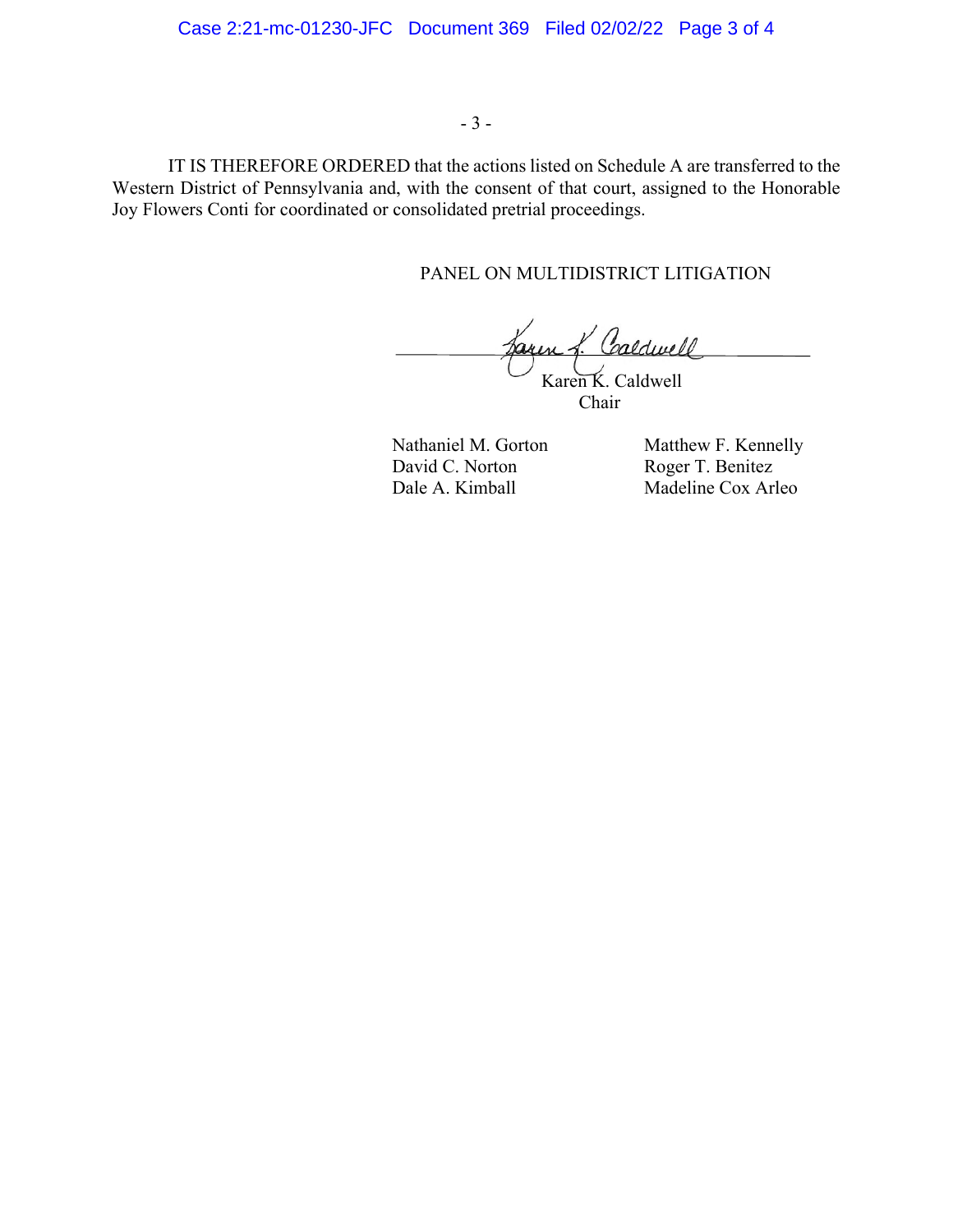IT IS THEREFORE ORDERED that the actions listed on Schedule A are transferred to the Western District of Pennsylvania and, with the consent of that court, assigned to the Honorable Joy Flowers Conti for coordinated or consolidated pretrial proceedings.

PANEL ON MULTIDISTRICT LITIGATION

Karen K. Caldwell
Chair

Nathaniel M. Gorton
David C. Norton
Dale A. Kimball
Matthew F. Kennelly
Roger T. Benitez
Madeline Cox Arleo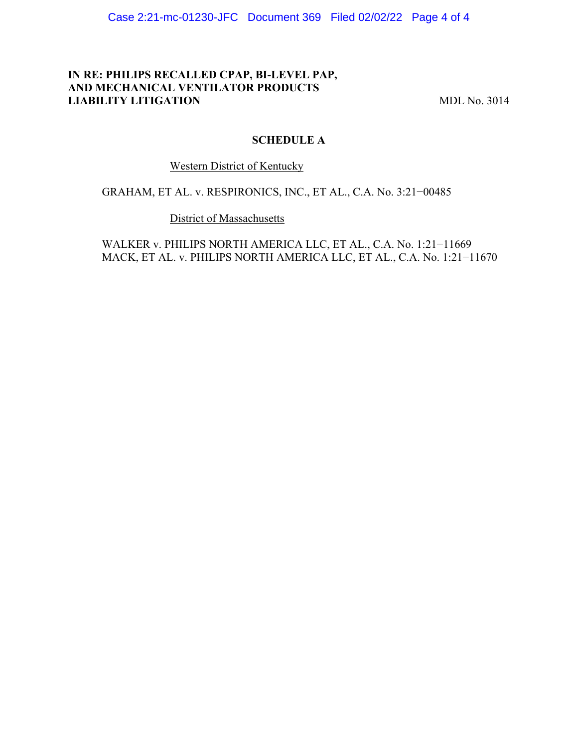**IN RE: PHILIPS RECALLED CPAP, BI-LEVEL PAP, AND MECHANICAL VENTILATOR PRODUCTS LIABILITY LITIGATION** MDL No. 3014

## SCHEDULE A

Western District of Kentucky

GRAHAM, ET AL. v. RESPIRONICS, INC., ET AL., C.A. No. 3:21−00485

District of Massachusetts

WALKER v. PHILIPS NORTH AMERICA LLC, ET AL., C.A. No. 1:21−11669
MACK, ET AL. v. PHILIPS NORTH AMERICA LLC, ET AL., C.A. No. 1:21−11670